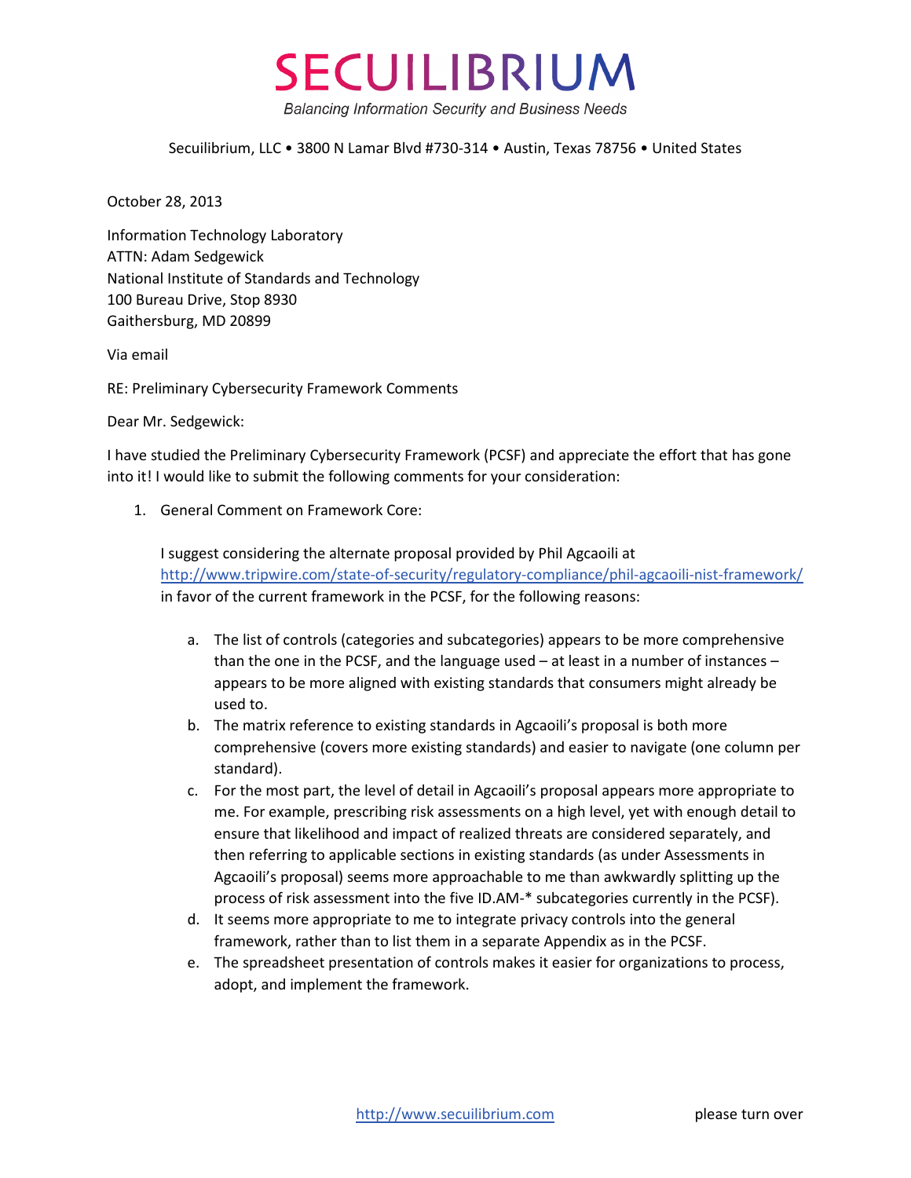# SECUILIBRIUM

*Balancing Information Security and Business Needs*

Secuilibrium, LLC • 3800 N Lamar Blvd #730-314 • Austin, Texas 78756 • United States

October 28, 2013

Information Technology Laboratory
ATTN: Adam Sedgewick
National Institute of Standards and Technology
100 Bureau Drive, Stop 8930
Gaithersburg, MD 20899

Via email

RE: Preliminary Cybersecurity Framework Comments

Dear Mr. Sedgewick:

I have studied the Preliminary Cybersecurity Framework (PCSF) and appreciate the effort that has gone into it! I would like to submit the following comments for your consideration:

1. General Comment on Framework Core:

   I suggest considering the alternate proposal provided by Phil Agcaoili at http://www.tripwire.com/state-of-security/regulatory-compliance/phil-agcaoili-nist-framework/ in favor of the current framework in the PCSF, for the following reasons:

   a. The list of controls (categories and subcategories) appears to be more comprehensive than the one in the PCSF, and the language used – at least in a number of instances – appears to be more aligned with existing standards that consumers might already be used to.
   b. The matrix reference to existing standards in Agcaoili's proposal is both more comprehensive (covers more existing standards) and easier to navigate (one column per standard).
   c. For the most part, the level of detail in Agcaoili's proposal appears more appropriate to me. For example, prescribing risk assessments on a high level, yet with enough detail to ensure that likelihood and impact of realized threats are considered separately, and then referring to applicable sections in existing standards (as under Assessments in Agcaoili's proposal) seems more approachable to me than awkwardly splitting up the process of risk assessment into the five ID.AM-* subcategories currently in the PCSF).
   d. It seems more appropriate to me to integrate privacy controls into the general framework, rather than to list them in a separate Appendix as in the PCSF.
   e. The spreadsheet presentation of controls makes it easier for organizations to process, adopt, and implement the framework.

http://www.secuilibrium.com please turn over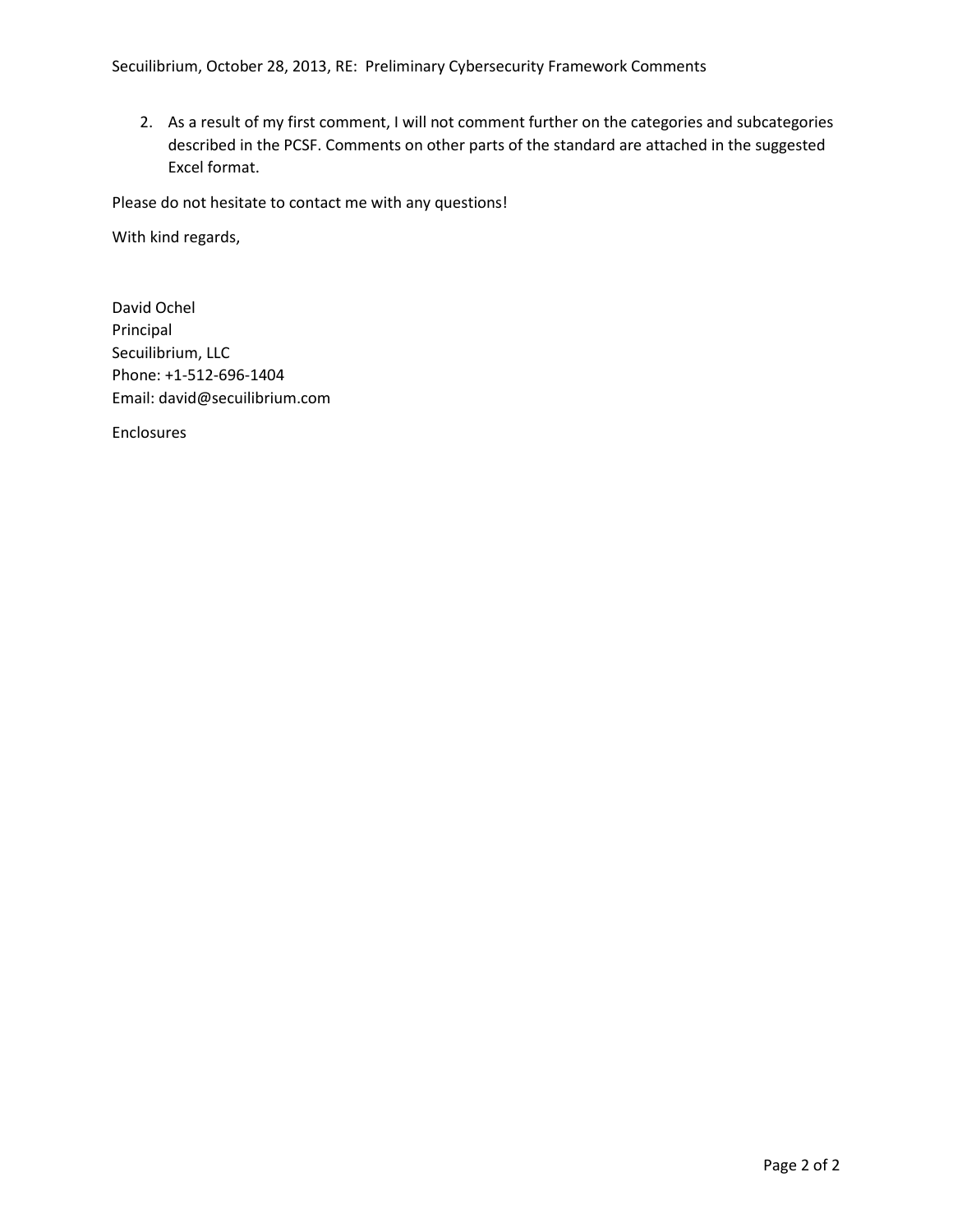2. As a result of my first comment, I will not comment further on the categories and subcategories described in the PCSF. Comments on other parts of the standard are attached in the suggested Excel format.

Please do not hesitate to contact me with any questions!

With kind regards,

David Ochel
Principal
Secuilibrium, LLC
Phone: +1-512-696-1404
Email: david@secuilibrium.com

Enclosures